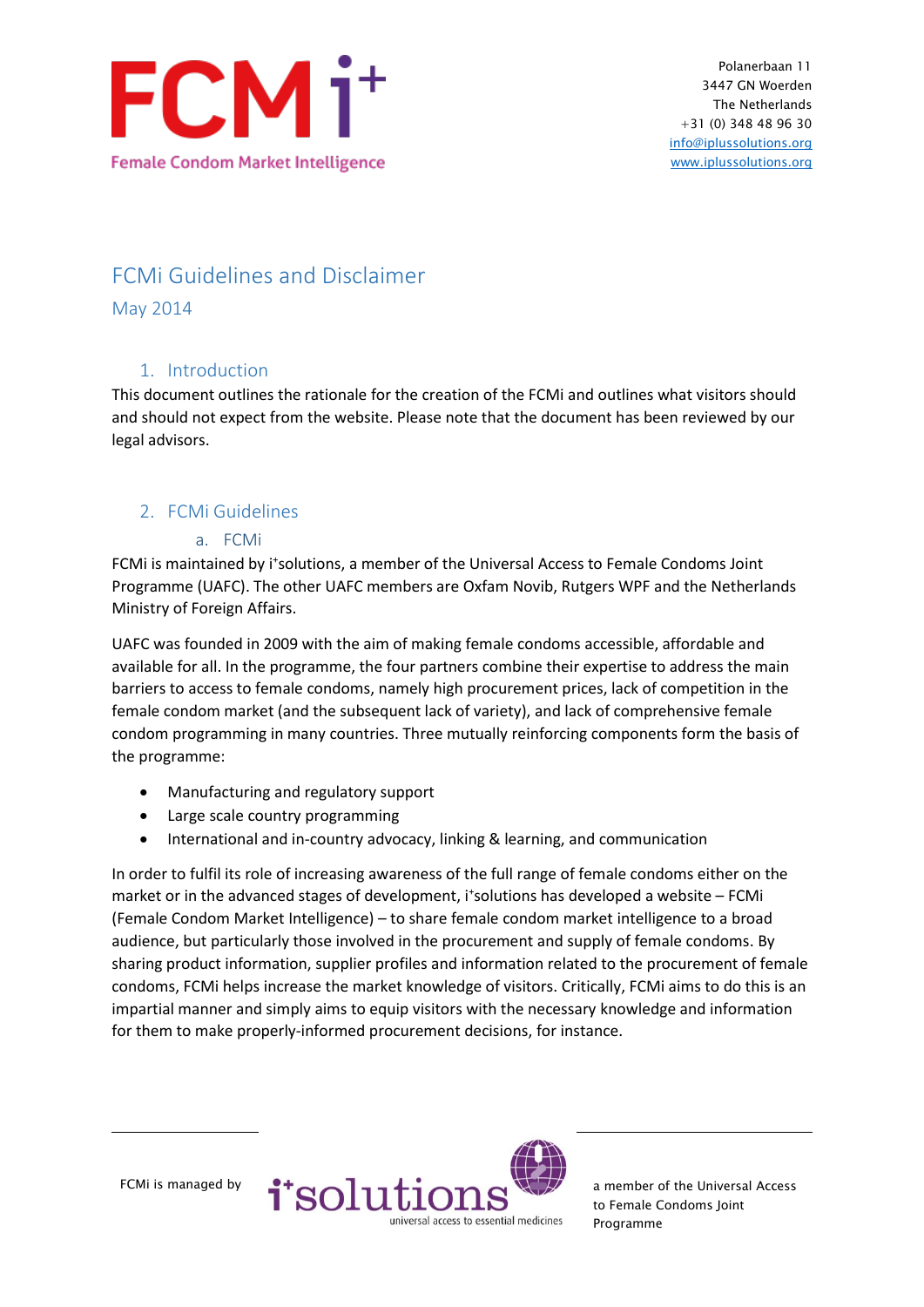# FCMi Guidelines and Disclaimer

May 2014

## 1. Introduction

This document outlines the rationale for the creation of the FCMi and outlines what visitors should and should not expect from the website. Please note that the document has been reviewed by our legal advisors.

## 2. FCMi Guidelines

### a. FCMi

FCMi is maintained by i[+]solutions, a member of the Universal Access to Female Condoms Joint Programme (UAFC). The other UAFC members are Oxfam Novib, Rutgers WPF and the Netherlands Ministry of Foreign Affairs.

UAFC was founded in 2009 with the aim of making female condoms accessible, affordable and available for all. In the programme, the four partners combine their expertise to address the main barriers to access to female condoms, namely high procurement prices, lack of competition in the female condom market (and the subsequent lack of variety), and lack of comprehensive female condom programming in many countries. Three mutually reinforcing components form the basis of the programme:

- Manufacturing and regulatory support
- Large scale country programming
- International and in-country advocacy, linking & learning, and communication

In order to fulfil its role of increasing awareness of the full range of female condoms either on the market or in the advanced stages of development, i[+]solutions has developed a website – FCMi (Female Condom Market Intelligence) – to share female condom market intelligence to a broad audience, but particularly those involved in the procurement and supply of female condoms. By sharing product information, supplier profiles and information related to the procurement of female condoms, FCMi helps increase the market knowledge of visitors. Critically, FCMi aims to do this is an impartial manner and simply aims to equip visitors with the necessary knowledge and information for them to make properly-informed procurement decisions, for instance.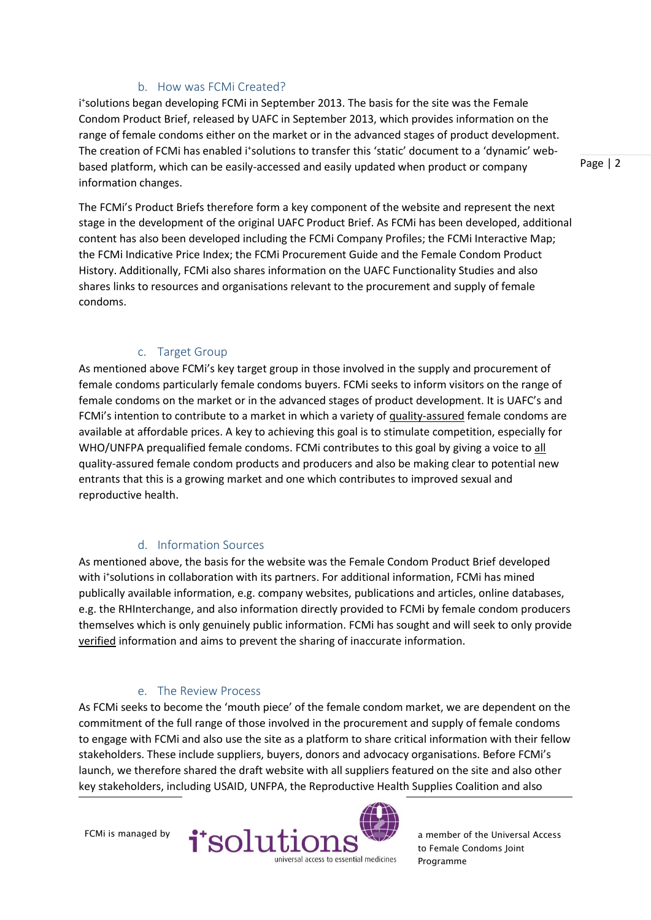### b. How was FCMi Created?

i+solutions began developing FCMi in September 2013. The basis for the site was the Female Condom Product Brief, released by UAFC in September 2013, which provides information on the range of female condoms either on the market or in the advanced stages of product development. The creation of FCMi has enabled i+solutions to transfer this 'static' document to a 'dynamic' web-based platform, which can be easily-accessed and easily updated when product or company information changes.

The FCMi's Product Briefs therefore form a key component of the website and represent the next stage in the development of the original UAFC Product Brief. As FCMi has been developed, additional content has also been developed including the FCMi Company Profiles; the FCMi Interactive Map; the FCMi Indicative Price Index; the FCMi Procurement Guide and the Female Condom Product History. Additionally, FCMi also shares information on the UAFC Functionality Studies and also shares links to resources and organisations relevant to the procurement and supply of female condoms.

### c. Target Group

As mentioned above FCMi's key target group in those involved in the supply and procurement of female condoms particularly female condoms buyers. FCMi seeks to inform visitors on the range of female condoms on the market or in the advanced stages of product development. It is UAFC's and FCMi's intention to contribute to a market in which a variety of <u>quality-assured</u> female condoms are available at affordable prices. A key to achieving this goal is to stimulate competition, especially for WHO/UNFPA prequalified female condoms. FCMi contributes to this goal by giving a voice to <u>all</u> quality-assured female condom products and producers and also be making clear to potential new entrants that this is a growing market and one which contributes to improved sexual and reproductive health.

### d. Information Sources

As mentioned above, the basis for the website was the Female Condom Product Brief developed with i+solutions in collaboration with its partners. For additional information, FCMi has mined publically available information, e.g. company websites, publications and articles, online databases, e.g. the RHInterchange, and also information directly provided to FCMi by female condom producers themselves which is only genuinely public information. FCMi has sought and will seek to only provide <u>verified</u> information and aims to prevent the sharing of inaccurate information.

### e. The Review Process

As FCMi seeks to become the 'mouth piece' of the female condom market, we are dependent on the commitment of the full range of those involved in the procurement and supply of female condoms to engage with FCMi and also use the site as a platform to share critical information with their fellow stakeholders. These include suppliers, buyers, donors and advocacy organisations. Before FCMi's launch, we therefore shared the draft website with all suppliers featured on the site and also other key stakeholders, including USAID, UNFPA, the Reproductive Health Supplies Coalition and also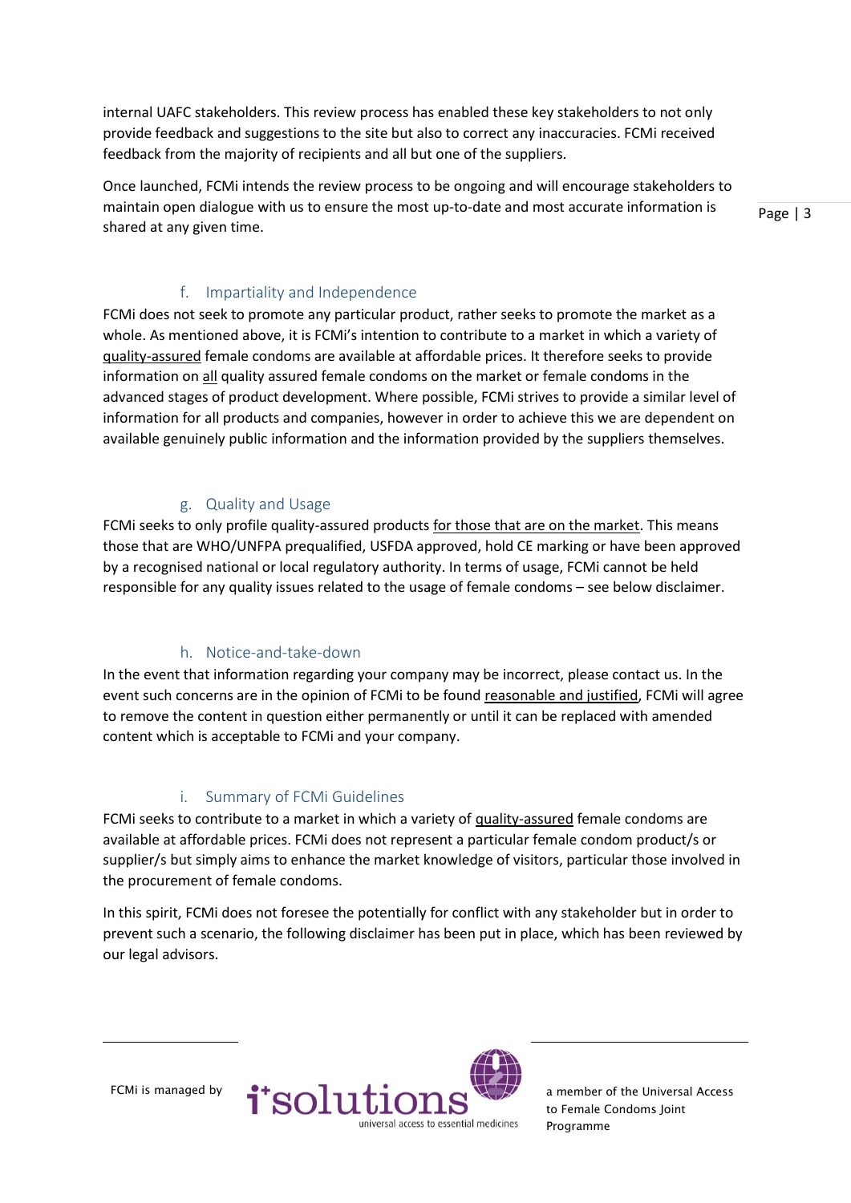internal UAFC stakeholders. This review process has enabled these key stakeholders to not only provide feedback and suggestions to the site but also to correct any inaccuracies. FCMi received feedback from the majority of recipients and all but one of the suppliers.

Once launched, FCMi intends the review process to be ongoing and will encourage stakeholders to maintain open dialogue with us to ensure the most up-to-date and most accurate information is shared at any given time.

### f. Impartiality and Independence

FCMi does not seek to promote any particular product, rather seeks to promote the market as a whole. As mentioned above, it is FCMi's intention to contribute to a market in which a variety of quality-assured female condoms are available at affordable prices. It therefore seeks to provide information on all quality assured female condoms on the market or female condoms in the advanced stages of product development. Where possible, FCMi strives to provide a similar level of information for all products and companies, however in order to achieve this we are dependent on available genuinely public information and the information provided by the suppliers themselves.

### g. Quality and Usage

FCMi seeks to only profile quality-assured products for those that are on the market. This means those that are WHO/UNFPA prequalified, USFDA approved, hold CE marking or have been approved by a recognised national or local regulatory authority. In terms of usage, FCMi cannot be held responsible for any quality issues related to the usage of female condoms – see below disclaimer.

### h. Notice-and-take-down

In the event that information regarding your company may be incorrect, please contact us. In the event such concerns are in the opinion of FCMi to be found reasonable and justified, FCMi will agree to remove the content in question either permanently or until it can be replaced with amended content which is acceptable to FCMi and your company.

### i. Summary of FCMi Guidelines

FCMi seeks to contribute to a market in which a variety of quality-assured female condoms are available at affordable prices. FCMi does not represent a particular female condom product/s or supplier/s but simply aims to enhance the market knowledge of visitors, particular those involved in the procurement of female condoms.

In this spirit, FCMi does not foresee the potentially for conflict with any stakeholder but in order to prevent such a scenario, the following disclaimer has been put in place, which has been reviewed by our legal advisors.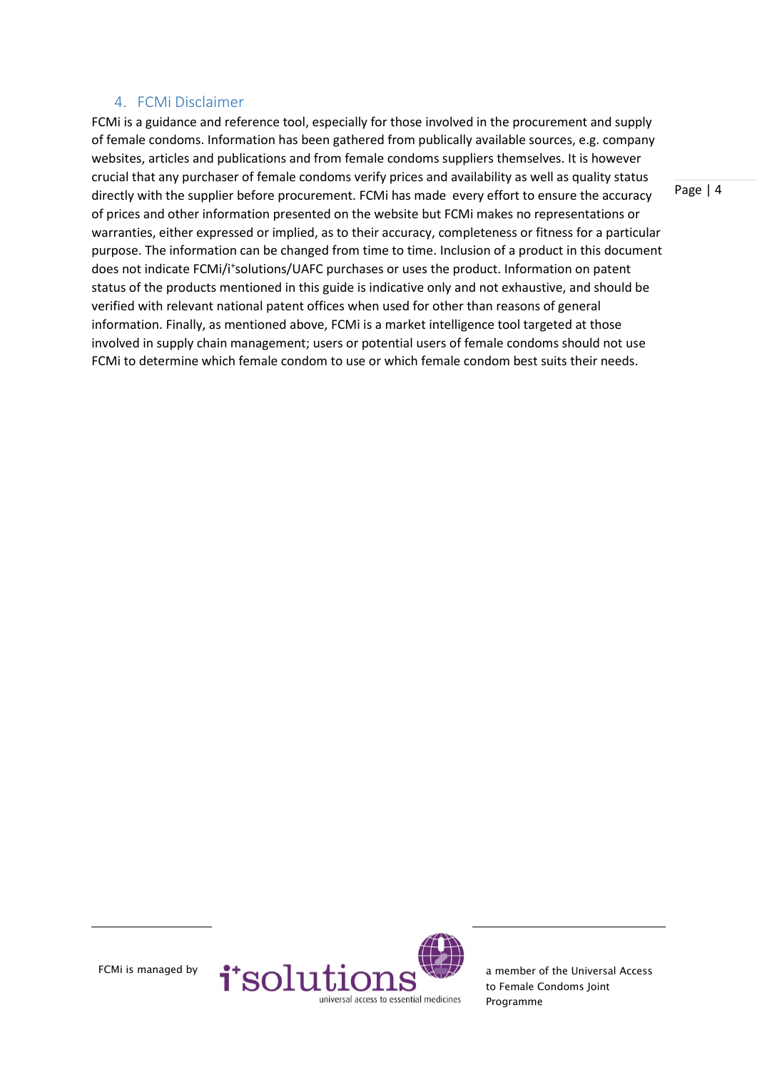## 4. FCMi Disclaimer

FCMi is a guidance and reference tool, especially for those involved in the procurement and supply of female condoms. Information has been gathered from publically available sources, e.g. company websites, articles and publications and from female condoms suppliers themselves. It is however crucial that any purchaser of female condoms verify prices and availability as well as quality status directly with the supplier before procurement. FCMi has made every effort to ensure the accuracy of prices and other information presented on the website but FCMi makes no representations or warranties, either expressed or implied, as to their accuracy, completeness or fitness for a particular purpose. The information can be changed from time to time. Inclusion of a product in this document does not indicate FCMi/i+solutions/UAFC purchases or uses the product. Information on patent status of the products mentioned in this guide is indicative only and not exhaustive, and should be verified with relevant national patent offices when used for other than reasons of general information. Finally, as mentioned above, FCMi is a market intelligence tool targeted at those involved in supply chain management; users or potential users of female condoms should not use FCMi to determine which female condom to use or which female condom best suits their needs.